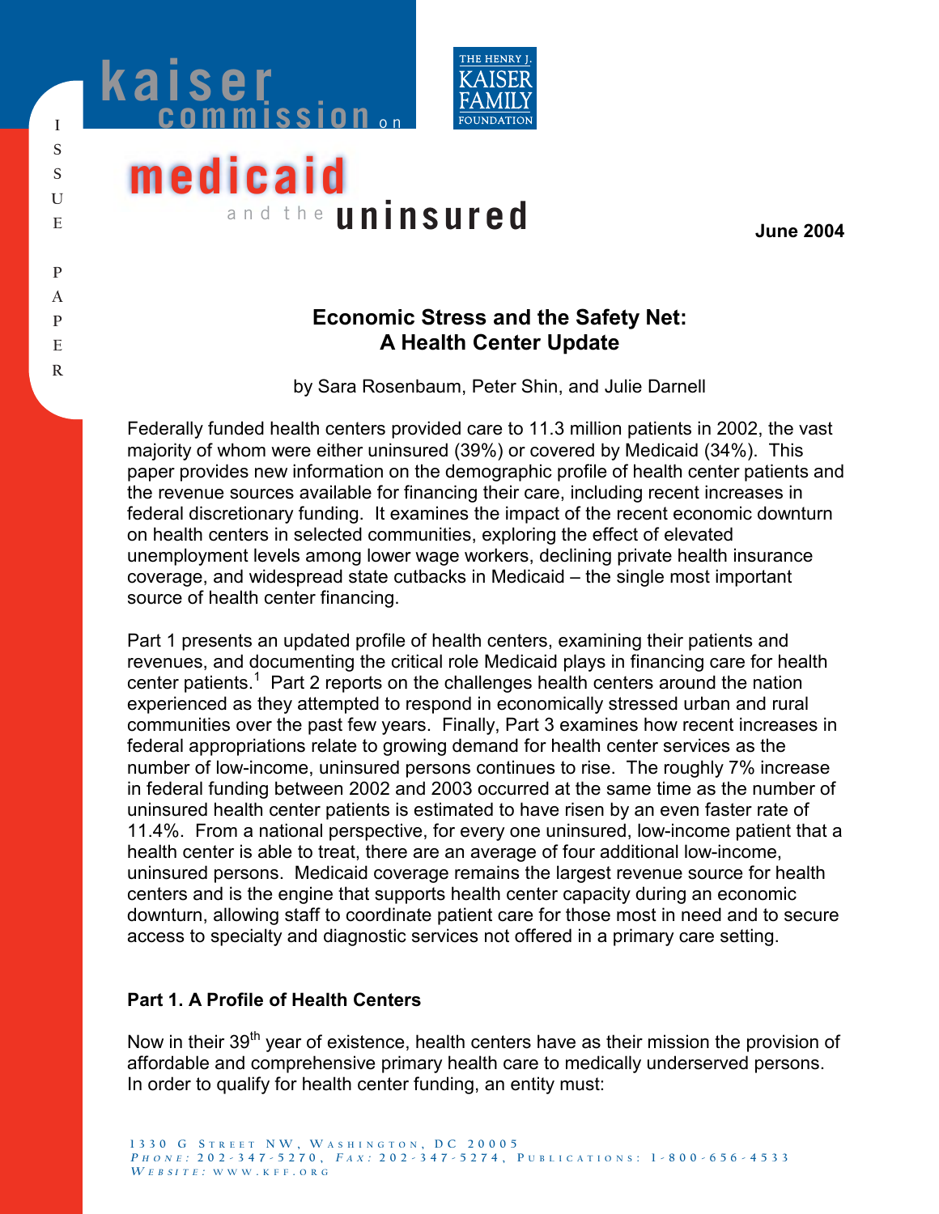kaiser commission on medicaid and the uninsured

THE HENRY J. KAISER FAMILY FOUNDATION

ISSUE PAPER

June 2004

# Economic Stress and the Safety Net: A Health Center Update

by Sara Rosenbaum, Peter Shin, and Julie Darnell

Federally funded health centers provided care to 11.3 million patients in 2002, the vast majority of whom were either uninsured (39%) or covered by Medicaid (34%). This paper provides new information on the demographic profile of health center patients and the revenue sources available for financing their care, including recent increases in federal discretionary funding. It examines the impact of the recent economic downturn on health centers in selected communities, exploring the effect of elevated unemployment levels among lower wage workers, declining private health insurance coverage, and widespread state cutbacks in Medicaid – the single most important source of health center financing.

Part 1 presents an updated profile of health centers, examining their patients and revenues, and documenting the critical role Medicaid plays in financing care for health center patients.[1] Part 2 reports on the challenges health centers around the nation experienced as they attempted to respond in economically stressed urban and rural communities over the past few years. Finally, Part 3 examines how recent increases in federal appropriations relate to growing demand for health center services as the number of low-income, uninsured persons continues to rise. The roughly 7% increase in federal funding between 2002 and 2003 occurred at the same time as the number of uninsured health center patients is estimated to have risen by an even faster rate of 11.4%. From a national perspective, for every one uninsured, low-income patient that a health center is able to treat, there are an average of four additional low-income, uninsured persons. Medicaid coverage remains the largest revenue source for health centers and is the engine that supports health center capacity during an economic downturn, allowing staff to coordinate patient care for those most in need and to secure access to specialty and diagnostic services not offered in a primary care setting.

## Part 1. A Profile of Health Centers

Now in their 39th year of existence, health centers have as their mission the provision of affordable and comprehensive primary health care to medically underserved persons. In order to qualify for health center funding, an entity must:

1330 G Street NW, Washington, DC 20005
Phone: 202-347-5270, Fax: 202-347-5274, Publications: 1-800-656-4533
Website: www.kff.org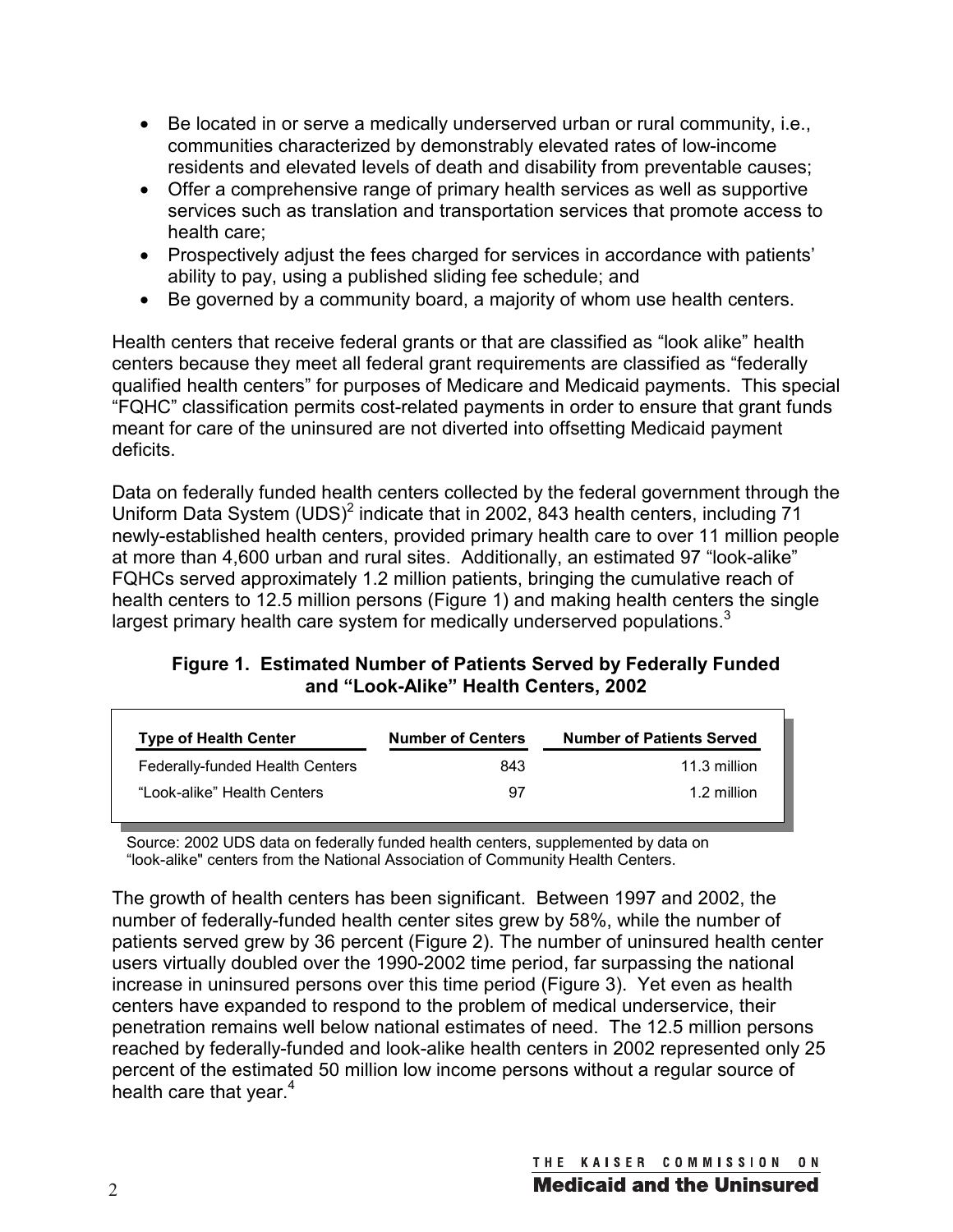- Be located in or serve a medically underserved urban or rural community, i.e., communities characterized by demonstrably elevated rates of low-income residents and elevated levels of death and disability from preventable causes;
- Offer a comprehensive range of primary health services as well as supportive services such as translation and transportation services that promote access to health care;
- Prospectively adjust the fees charged for services in accordance with patients' ability to pay, using a published sliding fee schedule; and
- Be governed by a community board, a majority of whom use health centers.

Health centers that receive federal grants or that are classified as "look alike" health centers because they meet all federal grant requirements are classified as "federally qualified health centers" for purposes of Medicare and Medicaid payments. This special "FQHC" classification permits cost-related payments in order to ensure that grant funds meant for care of the uninsured are not diverted into offsetting Medicaid payment deficits.

Data on federally funded health centers collected by the federal government through the Uniform Data System (UDS)[2] indicate that in 2002, 843 health centers, including 71 newly-established health centers, provided primary health care to over 11 million people at more than 4,600 urban and rural sites. Additionally, an estimated 97 "look-alike" FQHCs served approximately 1.2 million patients, bringing the cumulative reach of health centers to 12.5 million persons (Figure 1) and making health centers the single largest primary health care system for medically underserved populations.[3]

**Figure 1. Estimated Number of Patients Served by Federally Funded and "Look-Alike" Health Centers, 2002**

| Type of Health Center | Number of Centers | Number of Patients Served |
|---|---|---|
| Federally-funded Health Centers | 843 | 11.3 million |
| "Look-alike" Health Centers | 97 | 1.2 million |

Source: 2002 UDS data on federally funded health centers, supplemented by data on "look-alike" centers from the National Association of Community Health Centers.

The growth of health centers has been significant. Between 1997 and 2002, the number of federally-funded health center sites grew by 58%, while the number of patients served grew by 36 percent (Figure 2). The number of uninsured health center users virtually doubled over the 1990-2002 time period, far surpassing the national increase in uninsured persons over this time period (Figure 3). Yet even as health centers have expanded to respond to the problem of medical underservice, their penetration remains well below national estimates of need. The 12.5 million persons reached by federally-funded and look-alike health centers in 2002 represented only 25 percent of the estimated 50 million low income persons without a regular source of health care that year.[4]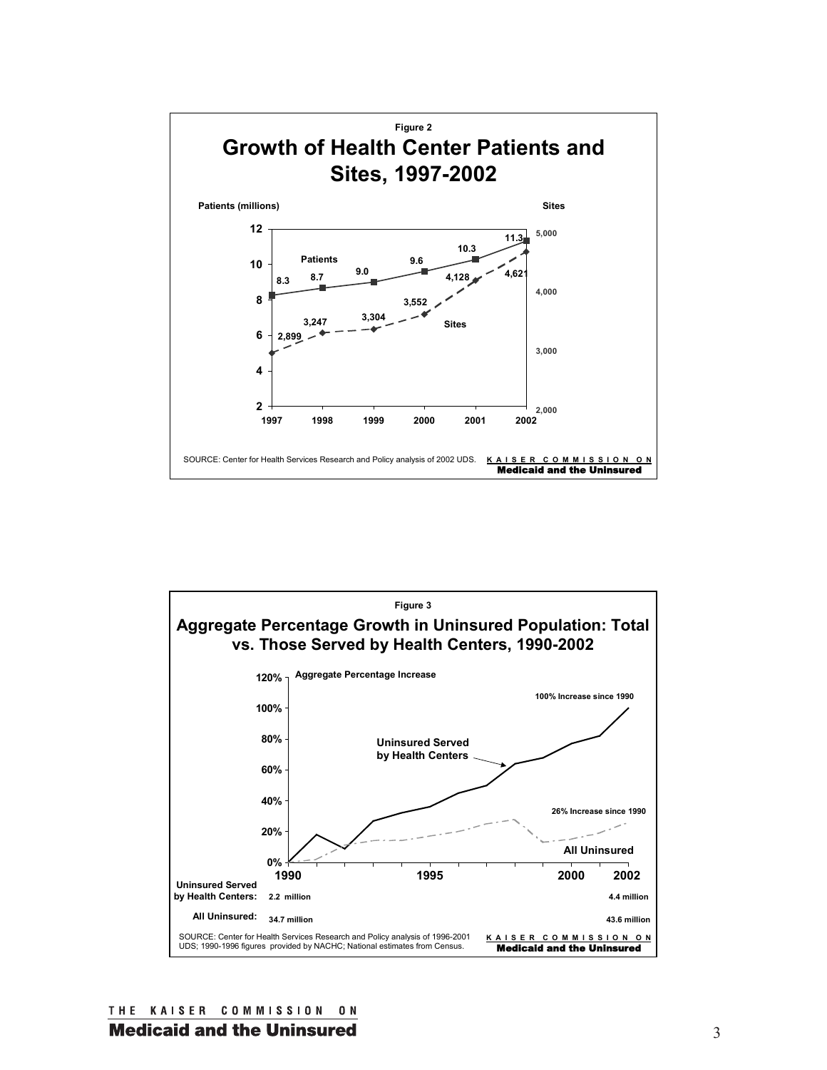Figure 2

## Growth of Health Center Patients and Sites, 1997-2002

Patients (millions) | Sites

| Year | Patients (millions) | Sites |
| --- | --- | --- |
| 1997 | 8.3 | 2,899 |
| 1998 | 8.7 | 3,247 |
| 1999 | 9.0 | 3,304 |
| 2000 | 9.6 | 3,552 |
| 2001 | 10.3 | 4,128 |
| 2002 | 11.3 | 4,621 |

SOURCE: Center for Health Services Research and Policy analysis of 2002 UDS.

KAISER COMMISSION ON Medicaid and the Uninsured

Figure 3

## Aggregate Percentage Growth in Uninsured Population: Total vs. Those Served by Health Centers, 1990-2002

Aggregate Percentage Increase

Uninsured Served by Health Centers: 100% Increase since 1990

All Uninsured: 26% Increase since 1990

| | 1990 | 2002 |
| --- | --- | --- |
| Uninsured Served by Health Centers: | 2.2 million | 4.4 million |
| All Uninsured: | 34.7 million | 43.6 million |

SOURCE: Center for Health Services Research and Policy analysis of 1996-2001 UDS; 1990-1996 figures provided by NACHC; National estimates from Census.

KAISER COMMISSION ON Medicaid and the Uninsured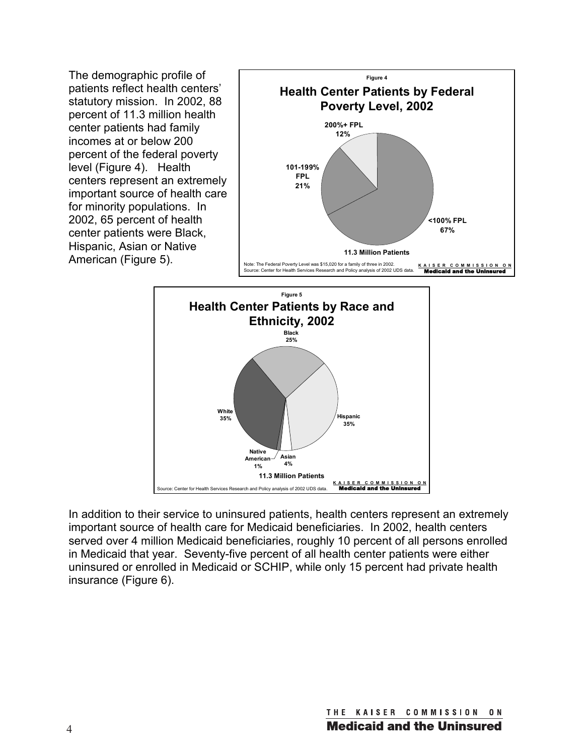The demographic profile of patients reflect health centers' statutory mission. In 2002, 88 percent of 11.3 million health center patients had family incomes at or below 200 percent of the federal poverty level (Figure 4). Health centers represent an extremely important source of health care for minority populations. In 2002, 65 percent of health center patients were Black, Hispanic, Asian or Native American (Figure 5).

Figure 4

**Health Center Patients by Federal Poverty Level, 2002**

| Federal Poverty Level | Percent |
| --- | --- |
| <100% FPL | 67% |
| 101-199% FPL | 21% |
| 200%+ FPL | 12% |

11.3 Million Patients

Note: The Federal Poverty Level was $15,020 for a family of three in 2002.
Source: Center for Health Services Research and Policy analysis of 2002 UDS data.

KAISER COMMISSION ON Medicaid and the Uninsured

Figure 5

**Health Center Patients by Race and Ethnicity, 2002**

| Race/Ethnicity | Percent |
| --- | --- |
| Black | 25% |
| Hispanic | 35% |
| Asian | 4% |
| Native American | 1% |
| White | 35% |

11.3 Million Patients

Source: Center for Health Services Research and Policy analysis of 2002 UDS data.

KAISER COMMISSION ON Medicaid and the Uninsured

In addition to their service to uninsured patients, health centers represent an extremely important source of health care for Medicaid beneficiaries. In 2002, health centers served over 4 million Medicaid beneficiaries, roughly 10 percent of all persons enrolled in Medicaid that year. Seventy-five percent of all health center patients were either uninsured or enrolled in Medicaid or SCHIP, while only 15 percent had private health insurance (Figure 6).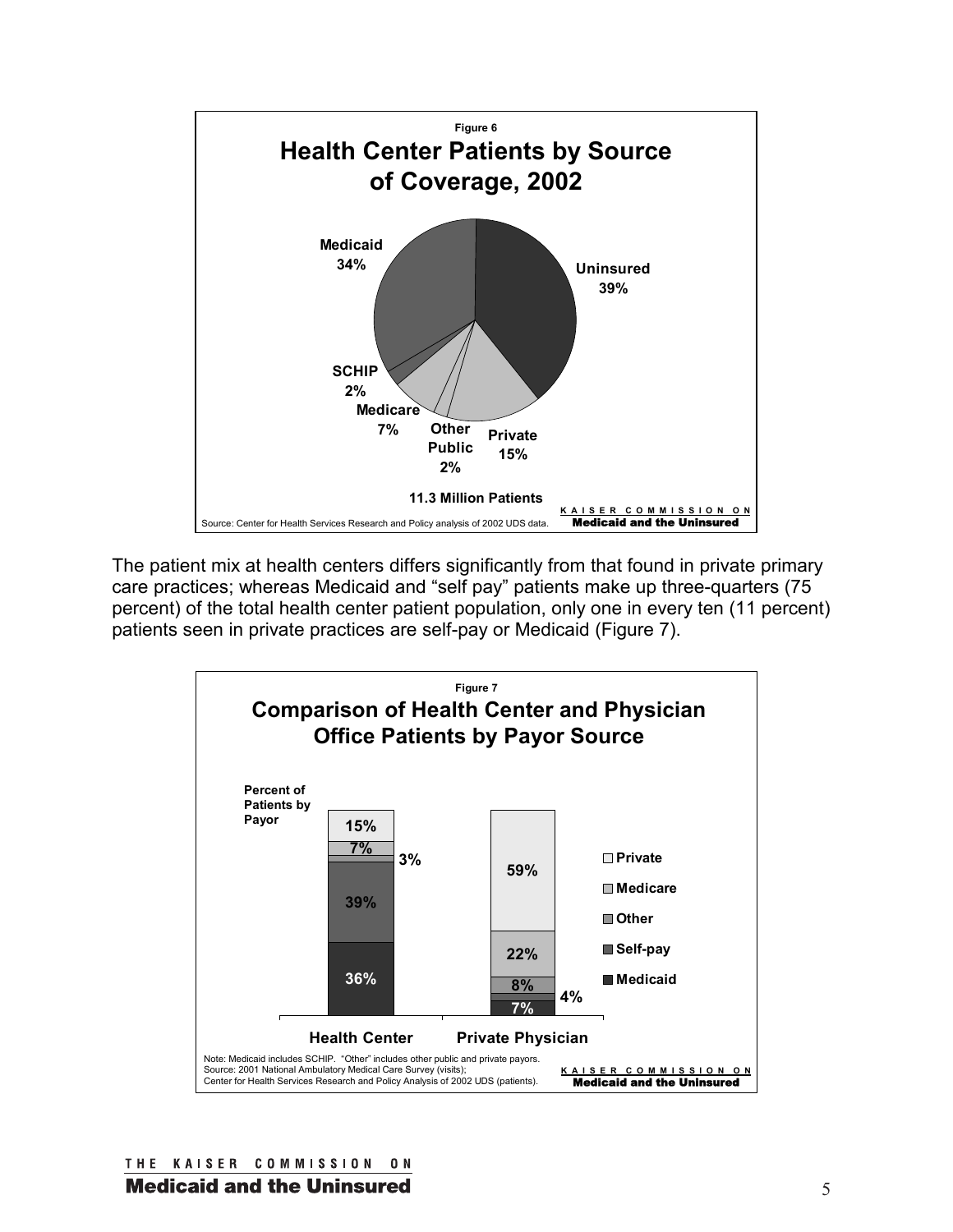**Figure 6**

**Health Center Patients by Source of Coverage, 2002**

| Source of Coverage | Percent |
| --- | --- |
| Uninsured | 39% |
| Medicaid | 34% |
| Private | 15% |
| Medicare | 7% |
| SCHIP | 2% |
| Other Public | 2% |

11.3 Million Patients

Source: Center for Health Services Research and Policy analysis of 2002 UDS data.

KAISER COMMISSION ON Medicaid and the Uninsured

The patient mix at health centers differs significantly from that found in private primary care practices; whereas Medicaid and "self pay" patients make up three-quarters (75 percent) of the total health center patient population, only one in every ten (11 percent) patients seen in private practices are self-pay or Medicaid (Figure 7).

**Figure 7**

**Comparison of Health Center and Physician Office Patients by Payor Source**

Percent of Patients by Payor

| Payor | Health Center | Private Physician |
| --- | --- | --- |
| Private | 15% | 59% |
| Medicare | 7% | 22% |
| Other | 3% | 8% |
| Self-pay | 39% | 4% |
| Medicaid | 36% | 7% |

Note: Medicaid includes SCHIP. "Other" includes other public and private payors.
Source: 2001 National Ambulatory Medical Care Survey (visits); Center for Health Services Research and Policy Analysis of 2002 UDS (patients).

KAISER COMMISSION ON Medicaid and the Uninsured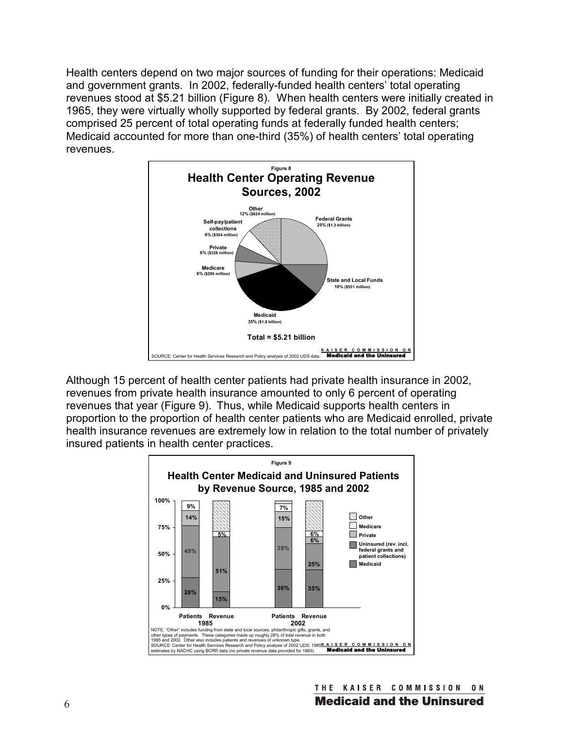Health centers depend on two major sources of funding for their operations: Medicaid and government grants. In 2002, federally-funded health centers' total operating revenues stood at $5.21 billion (Figure 8). When health centers were initially created in 1965, they were virtually wholly supported by federal grants. By 2002, federal grants comprised 25 percent of total operating funds at federally funded health centers; Medicaid accounted for more than one-third (35%) of health centers' total operating revenues.

**Figure 8**

**Health Center Operating Revenue Sources, 2002**

| Source | Share | Amount |
| --- | --- | --- |
| Federal Grants | 25% | $1.3 billion |
| State and Local Funds | 10% | $531 million |
| Medicaid | 35% | $1.8 billion |
| Medicare | 6% | $299 million |
| Private | 6% | $328 million |
| Self-pay/patient collections | 6% | $304 million |
| Other | 12% | $624 million |

Total = $5.21 billion

SOURCE: Center for Health Services Research and Policy analysis of 2002 UDS data.

Although 15 percent of health center patients had private health insurance in 2002, revenues from private health insurance amounted to only 6 percent of operating revenues that year (Figure 9). Thus, while Medicaid supports health centers in proportion to the proportion of health center patients who are Medicaid enrolled, private health insurance revenues are extremely low in relation to the total number of privately insured patients in health center practices.

**Figure 9**

**Health Center Medicaid and Uninsured Patients by Revenue Source, 1985 and 2002**

| | 1985 Patients | 1985 Revenue | 2002 Patients | 2002 Revenue |
| --- | --- | --- | --- | --- |
| Other | | | | |
| Medicare | 9% | 5% | 7% | 6% |
| Private | 14% | | 15% | 6% |
| Uninsured (rev. incl. federal grants and patient collections) | 49% | 51% | 39% | 25% |
| Medicaid | 28% | 15% | 36% | 35% |

NOTE: "Other" includes funding from state and local sources, philanthropic gifts, grants, and other types of payments. These categories made up roughly 28% of total revenue in both 1985 and 2002. Other also includes patients and revenues of unknown type.
SOURCE: Center for Health Services Research and Policy analysis of 2002 UDS; 1985 estimates by NACHC using BCRR data (no private revenue data provided for 1985).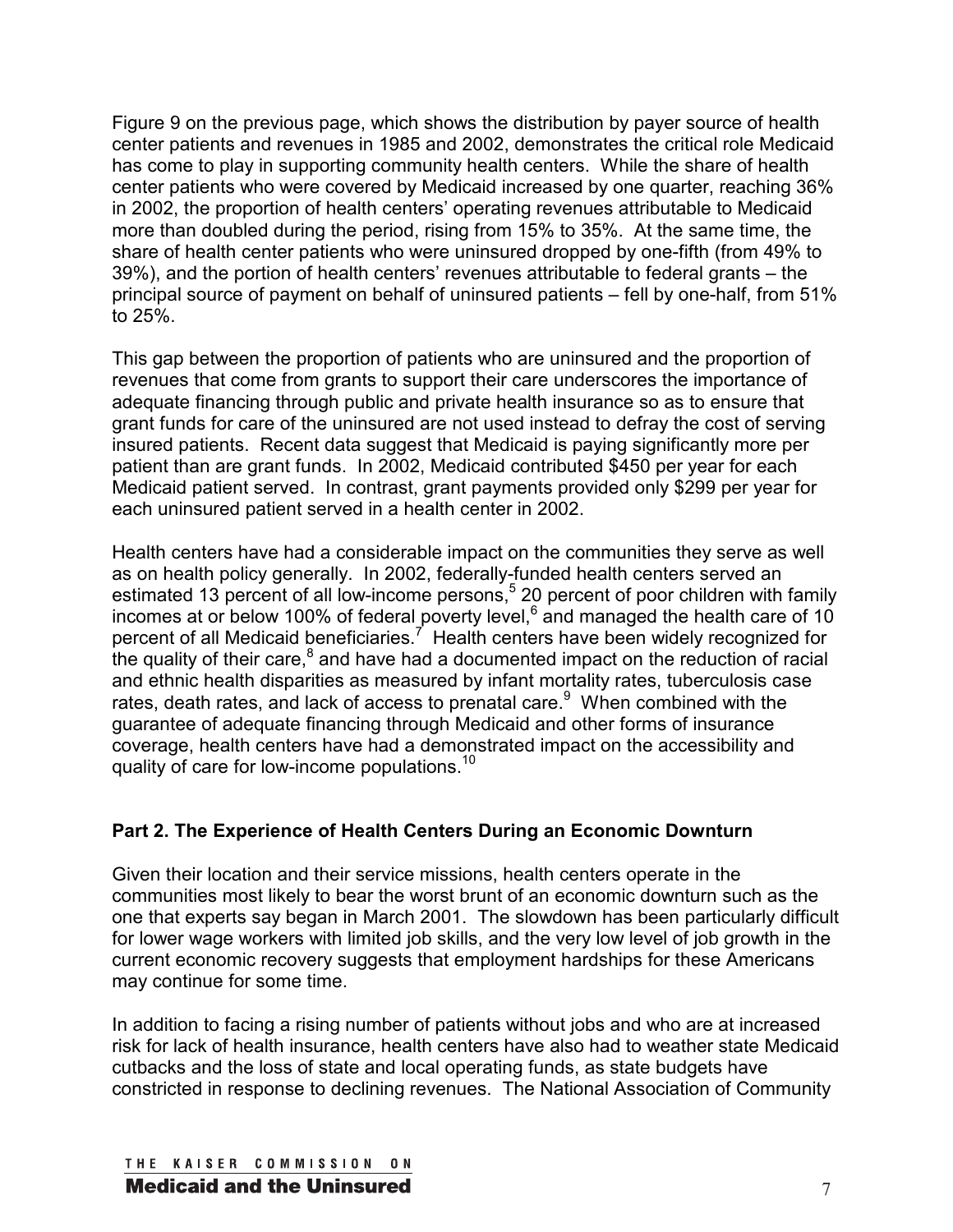Figure 9 on the previous page, which shows the distribution by payer source of health center patients and revenues in 1985 and 2002, demonstrates the critical role Medicaid has come to play in supporting community health centers. While the share of health center patients who were covered by Medicaid increased by one quarter, reaching 36% in 2002, the proportion of health centers' operating revenues attributable to Medicaid more than doubled during the period, rising from 15% to 35%. At the same time, the share of health center patients who were uninsured dropped by one-fifth (from 49% to 39%), and the portion of health centers' revenues attributable to federal grants – the principal source of payment on behalf of uninsured patients – fell by one-half, from 51% to 25%.

This gap between the proportion of patients who are uninsured and the proportion of revenues that come from grants to support their care underscores the importance of adequate financing through public and private health insurance so as to ensure that grant funds for care of the uninsured are not used instead to defray the cost of serving insured patients. Recent data suggest that Medicaid is paying significantly more per patient than are grant funds. In 2002, Medicaid contributed $450 per year for each Medicaid patient served. In contrast, grant payments provided only $299 per year for each uninsured patient served in a health center in 2002.

Health centers have had a considerable impact on the communities they serve as well as on health policy generally. In 2002, federally-funded health centers served an estimated 13 percent of all low-income persons,[5] 20 percent of poor children with family incomes at or below 100% of federal poverty level,[6] and managed the health care of 10 percent of all Medicaid beneficiaries.[7] Health centers have been widely recognized for the quality of their care,[8] and have had a documented impact on the reduction of racial and ethnic health disparities as measured by infant mortality rates, tuberculosis case rates, death rates, and lack of access to prenatal care.[9] When combined with the guarantee of adequate financing through Medicaid and other forms of insurance coverage, health centers have had a demonstrated impact on the accessibility and quality of care for low-income populations.[10]

## Part 2. The Experience of Health Centers During an Economic Downturn

Given their location and their service missions, health centers operate in the communities most likely to bear the worst brunt of an economic downturn such as the one that experts say began in March 2001. The slowdown has been particularly difficult for lower wage workers with limited job skills, and the very low level of job growth in the current economic recovery suggests that employment hardships for these Americans may continue for some time.

In addition to facing a rising number of patients without jobs and who are at increased risk for lack of health insurance, health centers have also had to weather state Medicaid cutbacks and the loss of state and local operating funds, as state budgets have constricted in response to declining revenues. The National Association of Community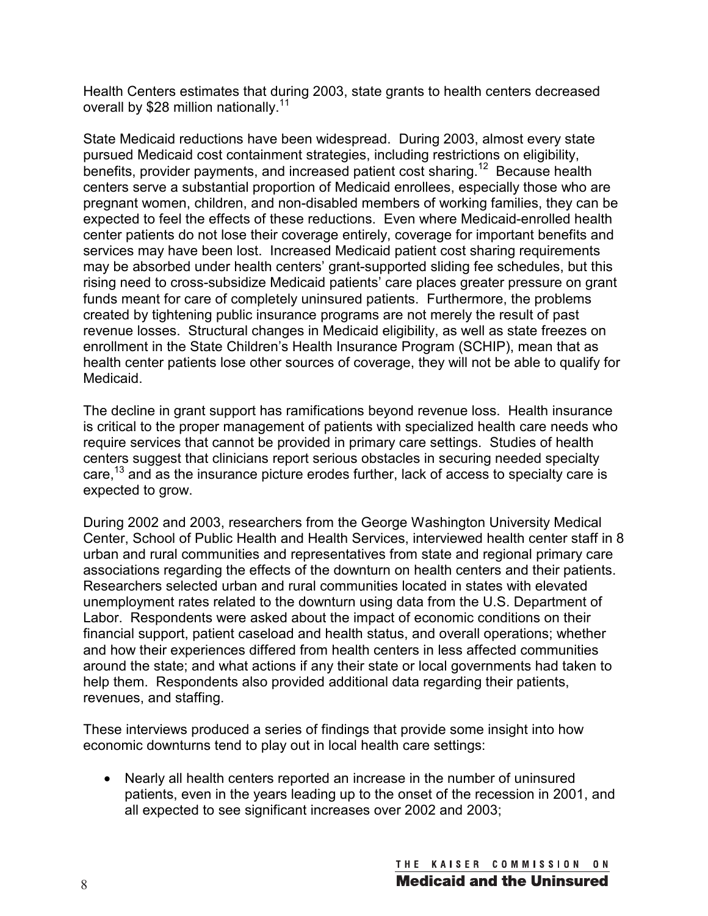Health Centers estimates that during 2003, state grants to health centers decreased overall by $28 million nationally.[11]

State Medicaid reductions have been widespread. During 2003, almost every state pursued Medicaid cost containment strategies, including restrictions on eligibility, benefits, provider payments, and increased patient cost sharing.[12] Because health centers serve a substantial proportion of Medicaid enrollees, especially those who are pregnant women, children, and non-disabled members of working families, they can be expected to feel the effects of these reductions. Even where Medicaid-enrolled health center patients do not lose their coverage entirely, coverage for important benefits and services may have been lost. Increased Medicaid patient cost sharing requirements may be absorbed under health centers' grant-supported sliding fee schedules, but this rising need to cross-subsidize Medicaid patients' care places greater pressure on grant funds meant for care of completely uninsured patients. Furthermore, the problems created by tightening public insurance programs are not merely the result of past revenue losses. Structural changes in Medicaid eligibility, as well as state freezes on enrollment in the State Children's Health Insurance Program (SCHIP), mean that as health center patients lose other sources of coverage, they will not be able to qualify for Medicaid.

The decline in grant support has ramifications beyond revenue loss. Health insurance is critical to the proper management of patients with specialized health care needs who require services that cannot be provided in primary care settings. Studies of health centers suggest that clinicians report serious obstacles in securing needed specialty care,[13] and as the insurance picture erodes further, lack of access to specialty care is expected to grow.

During 2002 and 2003, researchers from the George Washington University Medical Center, School of Public Health and Health Services, interviewed health center staff in 8 urban and rural communities and representatives from state and regional primary care associations regarding the effects of the downturn on health centers and their patients. Researchers selected urban and rural communities located in states with elevated unemployment rates related to the downturn using data from the U.S. Department of Labor. Respondents were asked about the impact of economic conditions on their financial support, patient caseload and health status, and overall operations; whether and how their experiences differed from health centers in less affected communities around the state; and what actions if any their state or local governments had taken to help them. Respondents also provided additional data regarding their patients, revenues, and staffing.

These interviews produced a series of findings that provide some insight into how economic downturns tend to play out in local health care settings:

- Nearly all health centers reported an increase in the number of uninsured patients, even in the years leading up to the onset of the recession in 2001, and all expected to see significant increases over 2002 and 2003;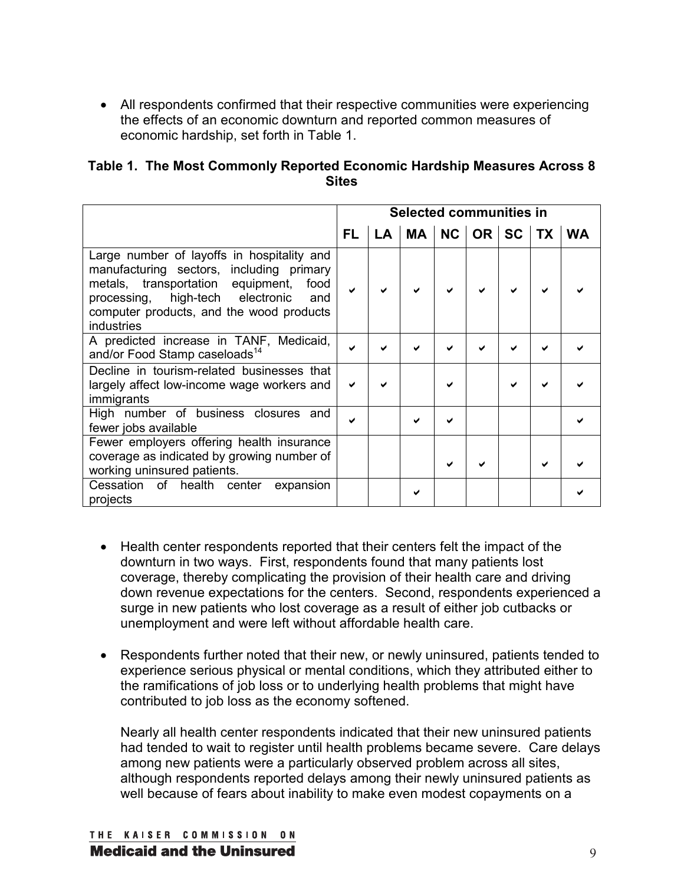- All respondents confirmed that their respective communities were experiencing the effects of an economic downturn and reported common measures of economic hardship, set forth in Table 1.

**Table 1. The Most Commonly Reported Economic Hardship Measures Across 8 Sites**

| | Selected communities in | | | | | | | |
|---|---|---|---|---|---|---|---|---|
| | FL | LA | MA | NC | OR | SC | TX | WA |
| Large number of layoffs in hospitality and manufacturing sectors, including primary metals, transportation equipment, food processing, high-tech electronic and computer products, and the wood products industries | ✔ | ✔ | ✔ | ✔ | ✔ | ✔ | ✔ | ✔ |
| A predicted increase in TANF, Medicaid, and/or Food Stamp caseloads[14] | ✔ | ✔ | ✔ | ✔ | ✔ | ✔ | ✔ | ✔ |
| Decline in tourism-related businesses that largely affect low-income wage workers and immigrants | ✔ | ✔ | | ✔ | | ✔ | ✔ | ✔ |
| High number of business closures and fewer jobs available | ✔ | | ✔ | ✔ | | | | ✔ |
| Fewer employers offering health insurance coverage as indicated by growing number of working uninsured patients. | | | | ✔ | ✔ | | ✔ | ✔ |
| Cessation of health center expansion projects | | | ✔ | | | | | ✔ |

- Health center respondents reported that their centers felt the impact of the downturn in two ways. First, respondents found that many patients lost coverage, thereby complicating the provision of their health care and driving down revenue expectations for the centers. Second, respondents experienced a surge in new patients who lost coverage as a result of either job cutbacks or unemployment and were left without affordable health care.

- Respondents further noted that their new, or newly uninsured, patients tended to experience serious physical or mental conditions, which they attributed either to the ramifications of job loss or to underlying health problems that might have contributed to job loss as the economy softened.

  Nearly all health center respondents indicated that their new uninsured patients had tended to wait to register until health problems became severe. Care delays among new patients were a particularly observed problem across all sites, although respondents reported delays among their newly uninsured patients as well because of fears about inability to make even modest copayments on a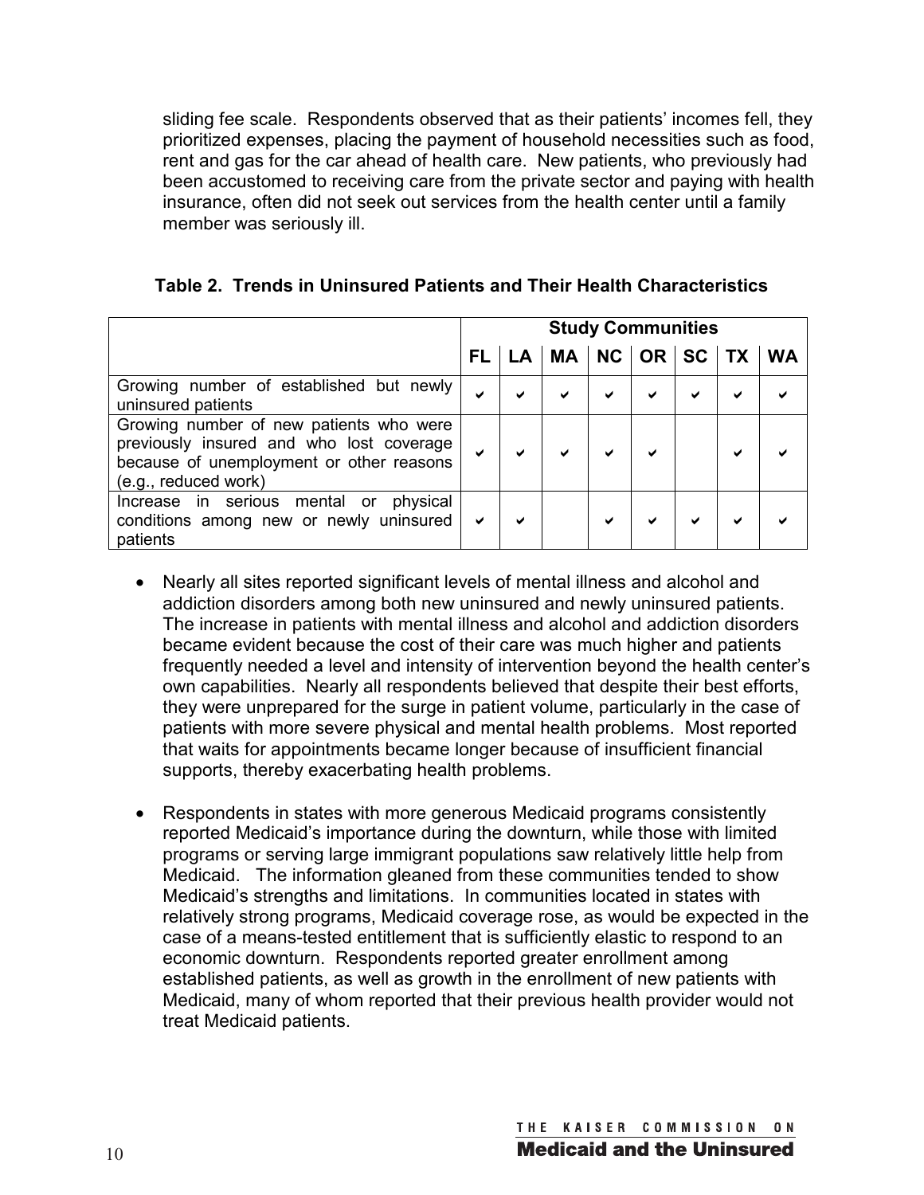sliding fee scale. Respondents observed that as their patients' incomes fell, they prioritized expenses, placing the payment of household necessities such as food, rent and gas for the car ahead of health care. New patients, who previously had been accustomed to receiving care from the private sector and paying with health insurance, often did not seek out services from the health center until a family member was seriously ill.

**Table 2. Trends in Uninsured Patients and Their Health Characteristics**

| | Study Communities | | | | | | | |
|---|---|---|---|---|---|---|---|---|
| | **FL** | **LA** | **MA** | **NC** | **OR** | **SC** | **TX** | **WA** |
| Growing number of established but newly uninsured patients | ✔ | ✔ | ✔ | ✔ | ✔ | ✔ | ✔ | ✔ |
| Growing number of new patients who were previously insured and who lost coverage because of unemployment or other reasons (e.g., reduced work) | ✔ | ✔ | ✔ | ✔ | ✔ | | ✔ | ✔ |
| Increase in serious mental or physical conditions among new or newly uninsured patients | ✔ | ✔ | | ✔ | ✔ | ✔ | ✔ | ✔ |

- Nearly all sites reported significant levels of mental illness and alcohol and addiction disorders among both new uninsured and newly uninsured patients. The increase in patients with mental illness and alcohol and addiction disorders became evident because the cost of their care was much higher and patients frequently needed a level and intensity of intervention beyond the health center's own capabilities. Nearly all respondents believed that despite their best efforts, they were unprepared for the surge in patient volume, particularly in the case of patients with more severe physical and mental health problems. Most reported that waits for appointments became longer because of insufficient financial supports, thereby exacerbating health problems.

- Respondents in states with more generous Medicaid programs consistently reported Medicaid's importance during the downturn, while those with limited programs or serving large immigrant populations saw relatively little help from Medicaid. The information gleaned from these communities tended to show Medicaid's strengths and limitations. In communities located in states with relatively strong programs, Medicaid coverage rose, as would be expected in the case of a means-tested entitlement that is sufficiently elastic to respond to an economic downturn. Respondents reported greater enrollment among established patients, as well as growth in the enrollment of new patients with Medicaid, many of whom reported that their previous health provider would not treat Medicaid patients.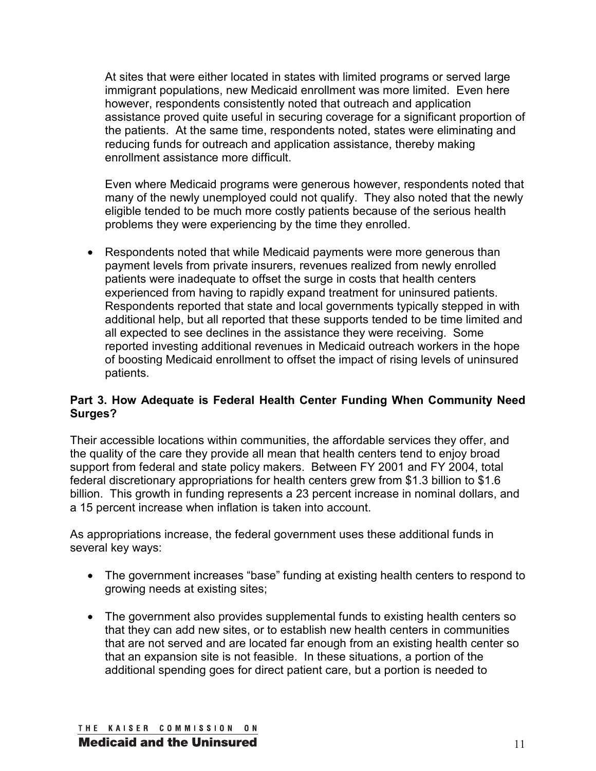At sites that were either located in states with limited programs or served large immigrant populations, new Medicaid enrollment was more limited. Even here however, respondents consistently noted that outreach and application assistance proved quite useful in securing coverage for a significant proportion of the patients. At the same time, respondents noted, states were eliminating and reducing funds for outreach and application assistance, thereby making enrollment assistance more difficult.

Even where Medicaid programs were generous however, respondents noted that many of the newly unemployed could not qualify. They also noted that the newly eligible tended to be much more costly patients because of the serious health problems they were experiencing by the time they enrolled.

- Respondents noted that while Medicaid payments were more generous than payment levels from private insurers, revenues realized from newly enrolled patients were inadequate to offset the surge in costs that health centers experienced from having to rapidly expand treatment for uninsured patients. Respondents reported that state and local governments typically stepped in with additional help, but all reported that these supports tended to be time limited and all expected to see declines in the assistance they were receiving. Some reported investing additional revenues in Medicaid outreach workers in the hope of boosting Medicaid enrollment to offset the impact of rising levels of uninsured patients.

**Part 3. How Adequate is Federal Health Center Funding When Community Need Surges?**

Their accessible locations within communities, the affordable services they offer, and the quality of the care they provide all mean that health centers tend to enjoy broad support from federal and state policy makers. Between FY 2001 and FY 2004, total federal discretionary appropriations for health centers grew from $1.3 billion to $1.6 billion. This growth in funding represents a 23 percent increase in nominal dollars, and a 15 percent increase when inflation is taken into account.

As appropriations increase, the federal government uses these additional funds in several key ways:

- The government increases "base" funding at existing health centers to respond to growing needs at existing sites;

- The government also provides supplemental funds to existing health centers so that they can add new sites, or to establish new health centers in communities that are not served and are located far enough from an existing health center so that an expansion site is not feasible. In these situations, a portion of the additional spending goes for direct patient care, but a portion is needed to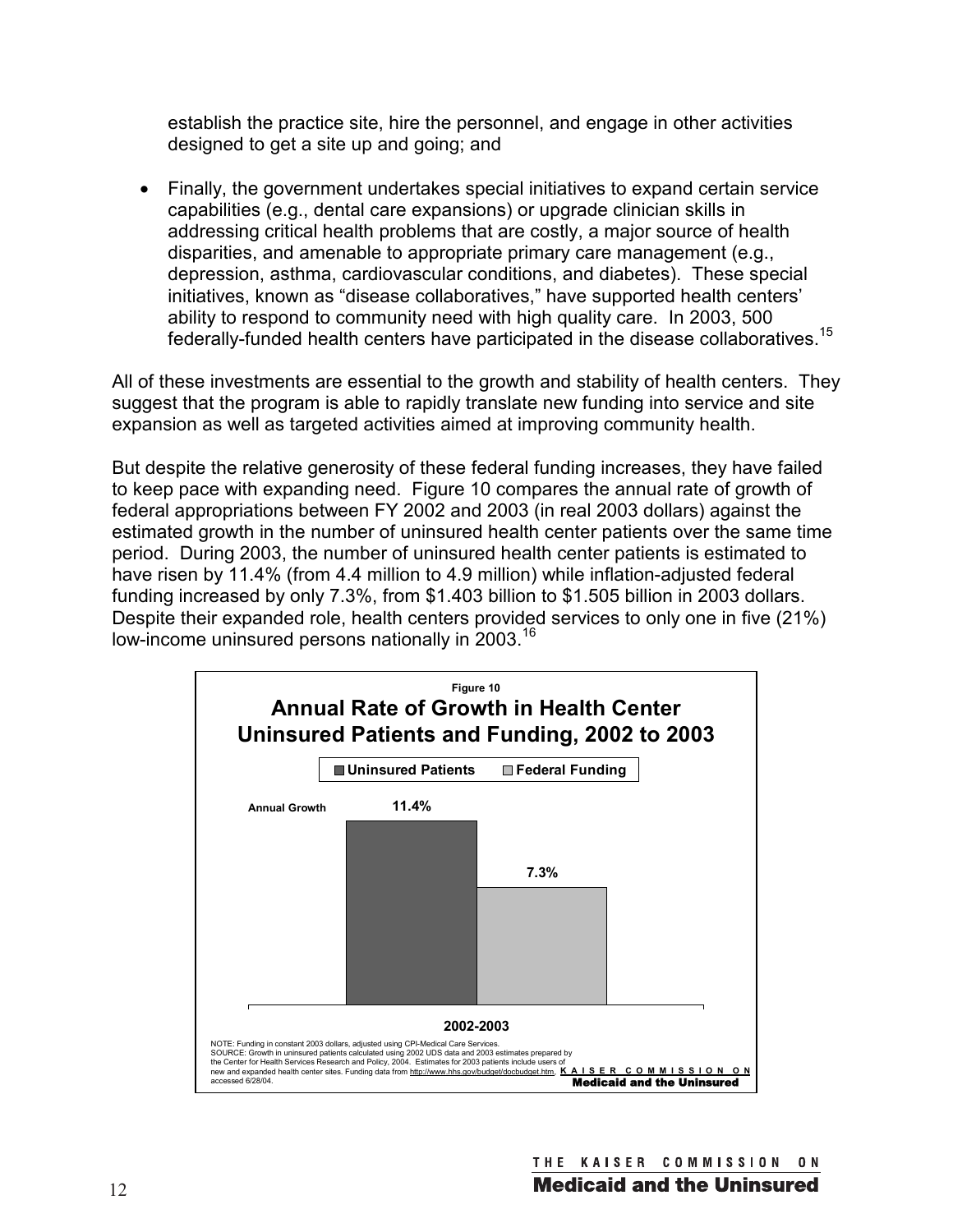establish the practice site, hire the personnel, and engage in other activities designed to get a site up and going; and

- Finally, the government undertakes special initiatives to expand certain service capabilities (e.g., dental care expansions) or upgrade clinician skills in addressing critical health problems that are costly, a major source of health disparities, and amenable to appropriate primary care management (e.g., depression, asthma, cardiovascular conditions, and diabetes). These special initiatives, known as "disease collaboratives," have supported health centers' ability to respond to community need with high quality care. In 2003, 500 federally-funded health centers have participated in the disease collaboratives.[15]

All of these investments are essential to the growth and stability of health centers. They suggest that the program is able to rapidly translate new funding into service and site expansion as well as targeted activities aimed at improving community health.

But despite the relative generosity of these federal funding increases, they have failed to keep pace with expanding need. Figure 10 compares the annual rate of growth of federal appropriations between FY 2002 and 2003 (in real 2003 dollars) against the estimated growth in the number of uninsured health center patients over the same time period. During 2003, the number of uninsured health center patients is estimated to have risen by 11.4% (from 4.4 million to 4.9 million) while inflation-adjusted federal funding increased by only 7.3%, from $1.403 billion to $1.505 billion in 2003 dollars. Despite their expanded role, health centers provided services to only one in five (21%) low-income uninsured persons nationally in 2003.[16]

**Figure 10**

**Annual Rate of Growth in Health Center Uninsured Patients and Funding, 2002 to 2003**

| Annual Growth | Uninsured Patients | Federal Funding |
|---|---|---|
| 2002-2003 | 11.4% | 7.3% |

NOTE: Funding in constant 2003 dollars, adjusted using CPI-Medical Care Services.
SOURCE: Growth in uninsured patients calculated using 2002 UDS data and 2003 estimates prepared by the Center for Health Services Research and Policy, 2004. Estimates for 2003 patients include users of new and expanded health center sites. Funding data from http://www.hhs.gov/budget/docbudget.htm, accessed 6/28/04.

KAISER COMMISSION ON Medicaid and the Uninsured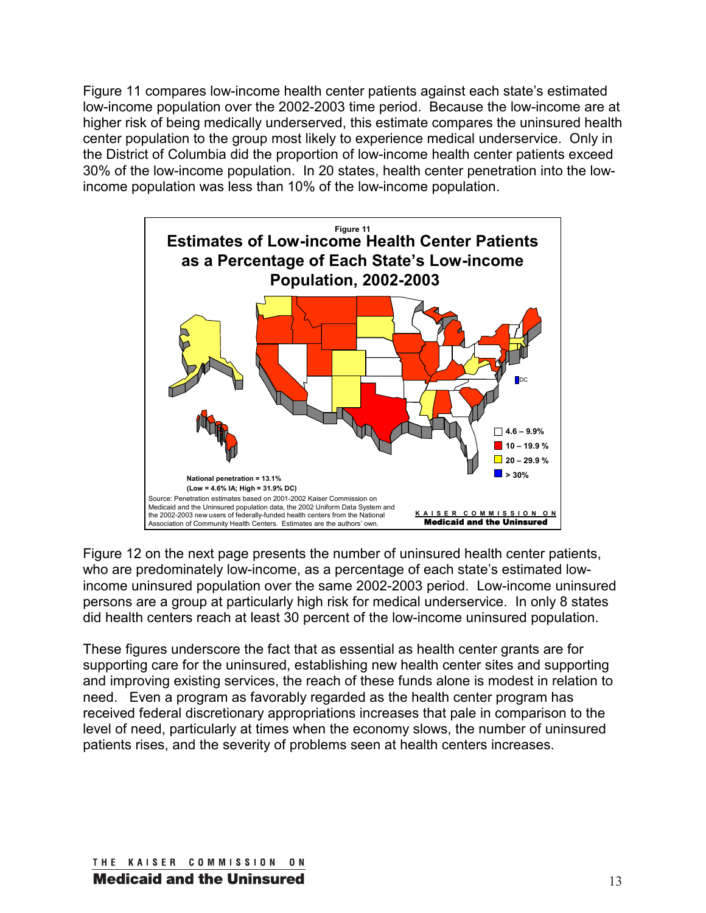Figure 11 compares low-income health center patients against each state's estimated low-income population over the 2002-2003 time period. Because the low-income are at higher risk of being medically underserved, this estimate compares the uninsured health center population to the group most likely to experience medical underservice. Only in the District of Columbia did the proportion of low-income health center patients exceed 30% of the low-income population. In 20 states, health center penetration into the low-income population was less than 10% of the low-income population.

Figure 11

**Estimates of Low-income Health Center Patients as a Percentage of Each State's Low-income Population, 2002-2003**

- 4.6 – 9.9%
- 10 – 19.9 %
- 20 – 29.9 %
- > 30%

National penetration = 13.1%
(Low = 4.6% IA; High = 31.9% DC)

Source: Penetration estimates based on 2001-2002 Kaiser Commission on Medicaid and the Uninsured population data, the 2002 Uniform Data System and the 2002-2003 new users of federally-funded health centers from the National Association of Community Health Centers. Estimates are the authors' own.

KAISER COMMISSION ON **Medicaid and the Uninsured**

Figure 12 on the next page presents the number of uninsured health center patients, who are predominately low-income, as a percentage of each state's estimated low-income uninsured population over the same 2002-2003 period. Low-income uninsured persons are a group at particularly high risk for medical underservice. In only 8 states did health centers reach at least 30 percent of the low-income uninsured population.

These figures underscore the fact that as essential as health center grants are for supporting care for the uninsured, establishing new health center sites and supporting and improving existing services, the reach of these funds alone is modest in relation to need. Even a program as favorably regarded as the health center program has received federal discretionary appropriations increases that pale in comparison to the level of need, particularly at times when the economy slows, the number of uninsured patients rises, and the severity of problems seen at health centers increases.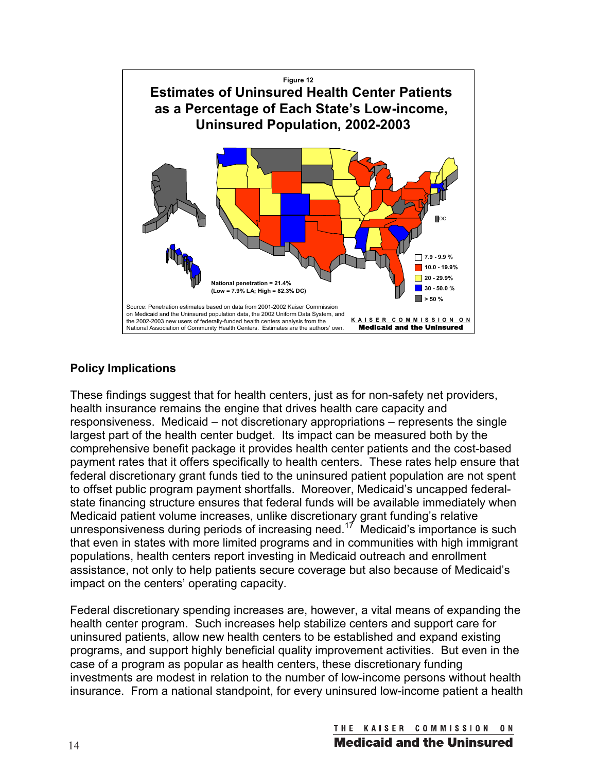Figure 12

**Estimates of Uninsured Health Center Patients as a Percentage of Each State's Low-income, Uninsured Population, 2002-2003**

- 7.9 - 9.9 %
- 10.0 - 19.9%
- 20 - 29.9%
- 30 - 50.0 %
- > 50 %

DC

National penetration = 21.4%
(Low = 7.9% LA; High = 82.3% DC)

Source: Penetration estimates based on data from 2001-2002 Kaiser Commission on Medicaid and the Uninsured population data, the 2002 Uniform Data System, and the 2002-2003 new users of federally-funded health centers analysis from the National Association of Community Health Centers. Estimates are the authors' own.

KAISER COMMISSION ON **Medicaid and the Uninsured**

## Policy Implications

These findings suggest that for health centers, just as for non-safety net providers, health insurance remains the engine that drives health care capacity and responsiveness. Medicaid – not discretionary appropriations – represents the single largest part of the health center budget. Its impact can be measured both by the comprehensive benefit package it provides health center patients and the cost-based payment rates that it offers specifically to health centers. These rates help ensure that federal discretionary grant funds tied to the uninsured patient population are not spent to offset public program payment shortfalls. Moreover, Medicaid's uncapped federal-state financing structure ensures that federal funds will be available immediately when Medicaid patient volume increases, unlike discretionary grant funding's relative unresponsiveness during periods of increasing need.[17] Medicaid's importance is such that even in states with more limited programs and in communities with high immigrant populations, health centers report investing in Medicaid outreach and enrollment assistance, not only to help patients secure coverage but also because of Medicaid's impact on the centers' operating capacity.

Federal discretionary spending increases are, however, a vital means of expanding the health center program. Such increases help stabilize centers and support care for uninsured patients, allow new health centers to be established and expand existing programs, and support highly beneficial quality improvement activities. But even in the case of a program as popular as health centers, these discretionary funding investments are modest in relation to the number of low-income persons without health insurance. From a national standpoint, for every uninsured low-income patient a health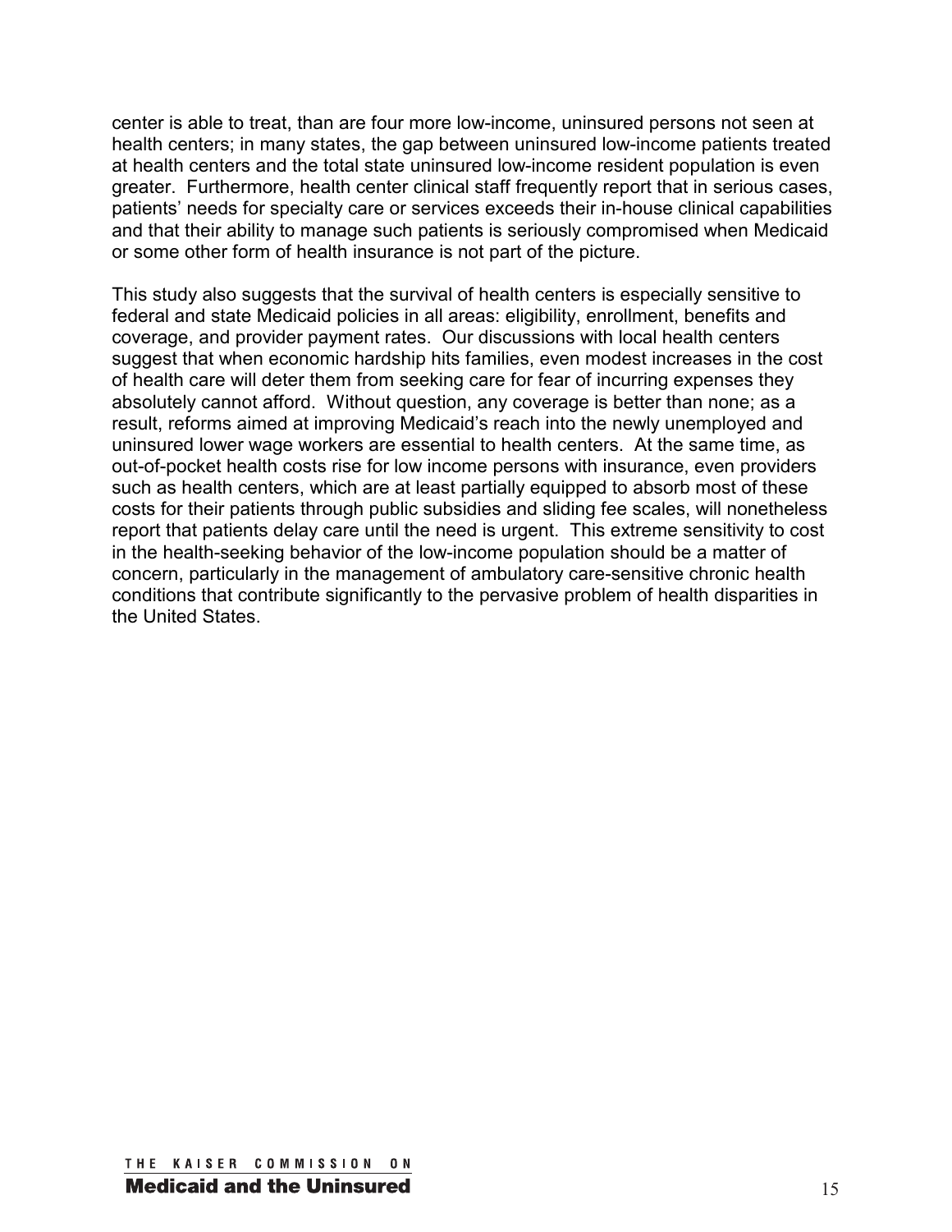center is able to treat, than are four more low-income, uninsured persons not seen at health centers; in many states, the gap between uninsured low-income patients treated at health centers and the total state uninsured low-income resident population is even greater. Furthermore, health center clinical staff frequently report that in serious cases, patients' needs for specialty care or services exceeds their in-house clinical capabilities and that their ability to manage such patients is seriously compromised when Medicaid or some other form of health insurance is not part of the picture.

This study also suggests that the survival of health centers is especially sensitive to federal and state Medicaid policies in all areas: eligibility, enrollment, benefits and coverage, and provider payment rates. Our discussions with local health centers suggest that when economic hardship hits families, even modest increases in the cost of health care will deter them from seeking care for fear of incurring expenses they absolutely cannot afford. Without question, any coverage is better than none; as a result, reforms aimed at improving Medicaid's reach into the newly unemployed and uninsured lower wage workers are essential to health centers. At the same time, as out-of-pocket health costs rise for low income persons with insurance, even providers such as health centers, which are at least partially equipped to absorb most of these costs for their patients through public subsidies and sliding fee scales, will nonetheless report that patients delay care until the need is urgent. This extreme sensitivity to cost in the health-seeking behavior of the low-income population should be a matter of concern, particularly in the management of ambulatory care-sensitive chronic health conditions that contribute significantly to the pervasive problem of health disparities in the United States.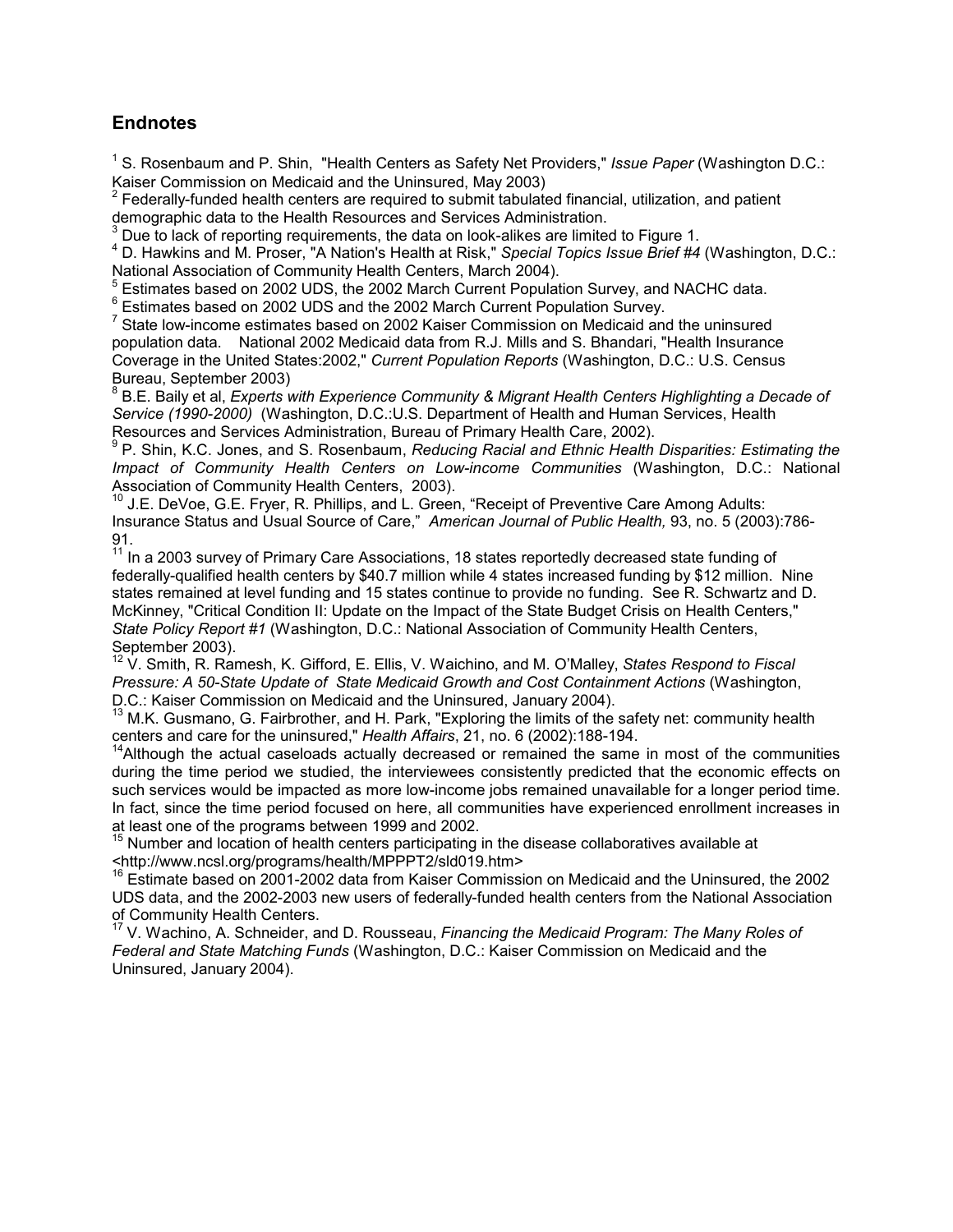## Endnotes

[1] S. Rosenbaum and P. Shin, "Health Centers as Safety Net Providers," *Issue Paper* (Washington D.C.: Kaiser Commission on Medicaid and the Uninsured, May 2003)

[2] Federally-funded health centers are required to submit tabulated financial, utilization, and patient demographic data to the Health Resources and Services Administration.

[3] Due to lack of reporting requirements, the data on look-alikes are limited to Figure 1.

[4] D. Hawkins and M. Proser, "A Nation's Health at Risk," *Special Topics Issue Brief #4* (Washington, D.C.: National Association of Community Health Centers, March 2004).

[5] Estimates based on 2002 UDS, the 2002 March Current Population Survey, and NACHC data.

[6] Estimates based on 2002 UDS and the 2002 March Current Population Survey.

[7] State low-income estimates based on 2002 Kaiser Commission on Medicaid and the uninsured population data. National 2002 Medicaid data from R.J. Mills and S. Bhandari, "Health Insurance Coverage in the United States:2002," *Current Population Reports* (Washington, D.C.: U.S. Census Bureau, September 2003)

[8] B.E. Baily et al, *Experts with Experience Community & Migrant Health Centers Highlighting a Decade of Service (1990-2000)* (Washington, D.C.:U.S. Department of Health and Human Services, Health Resources and Services Administration, Bureau of Primary Health Care, 2002).

[9] P. Shin, K.C. Jones, and S. Rosenbaum, *Reducing Racial and Ethnic Health Disparities: Estimating the Impact of Community Health Centers on Low-income Communities* (Washington, D.C.: National Association of Community Health Centers, 2003).

[10] J.E. DeVoe, G.E. Fryer, R. Phillips, and L. Green, "Receipt of Preventive Care Among Adults: Insurance Status and Usual Source of Care," *American Journal of Public Health,* 93, no. 5 (2003):786-91.

[11] In a 2003 survey of Primary Care Associations, 18 states reportedly decreased state funding of federally-qualified health centers by $40.7 million while 4 states increased funding by $12 million. Nine states remained at level funding and 15 states continue to provide no funding. See R. Schwartz and D. McKinney, "Critical Condition II: Update on the Impact of the State Budget Crisis on Health Centers," *State Policy Report #1* (Washington, D.C.: National Association of Community Health Centers, September 2003).

[12] V. Smith, R. Ramesh, K. Gifford, E. Ellis, V. Waichino, and M. O'Malley, *States Respond to Fiscal Pressure: A 50-State Update of State Medicaid Growth and Cost Containment Actions* (Washington, D.C.: Kaiser Commission on Medicaid and the Uninsured, January 2004).

[13] M.K. Gusmano, G. Fairbrother, and H. Park, "Exploring the limits of the safety net: community health centers and care for the uninsured," *Health Affairs*, 21, no. 6 (2002):188-194.

[14] Although the actual caseloads actually decreased or remained the same in most of the communities during the time period we studied, the interviewees consistently predicted that the economic effects on such services would be impacted as more low-income jobs remained unavailable for a longer period time. In fact, since the time period focused on here, all communities have experienced enrollment increases in at least one of the programs between 1999 and 2002.

[15] Number and location of health centers participating in the disease collaboratives available at <http://www.ncsl.org/programs/health/MPPPT2/sld019.htm>

[16] Estimate based on 2001-2002 data from Kaiser Commission on Medicaid and the Uninsured, the 2002 UDS data, and the 2002-2003 new users of federally-funded health centers from the National Association of Community Health Centers.

[17] V. Wachino, A. Schneider, and D. Rousseau, *Financing the Medicaid Program: The Many Roles of Federal and State Matching Funds* (Washington, D.C.: Kaiser Commission on Medicaid and the Uninsured, January 2004).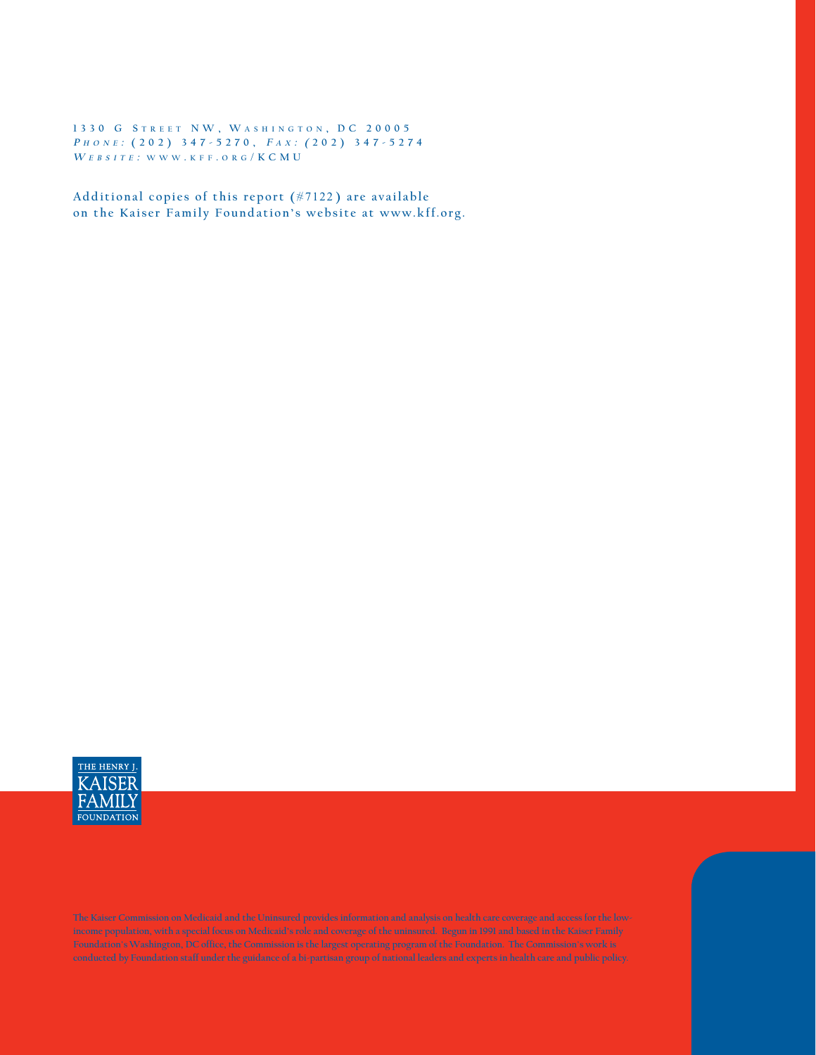1330 G Street NW, Washington, DC 20005
*Phone:* (202) 347-5270, *Fax:* (202) 347-5274
*Website:* www.kff.org/KCMU

Additional copies of this report (#7122) are available on the Kaiser Family Foundation's website at www.kff.org.

THE HENRY J.
KAISER
FAMILY
FOUNDATION

The Kaiser Commission on Medicaid and the Uninsured provides information and analysis on health care coverage and access for the low-income population, with a special focus on Medicaid's role and coverage of the uninsured. Begun in 1991 and based in the Kaiser Family Foundation's Washington, DC office, the Commission is the largest operating program of the Foundation. The Commission's work is conducted by Foundation staff under the guidance of a bi-partisan group of national leaders and experts in health care and public policy.